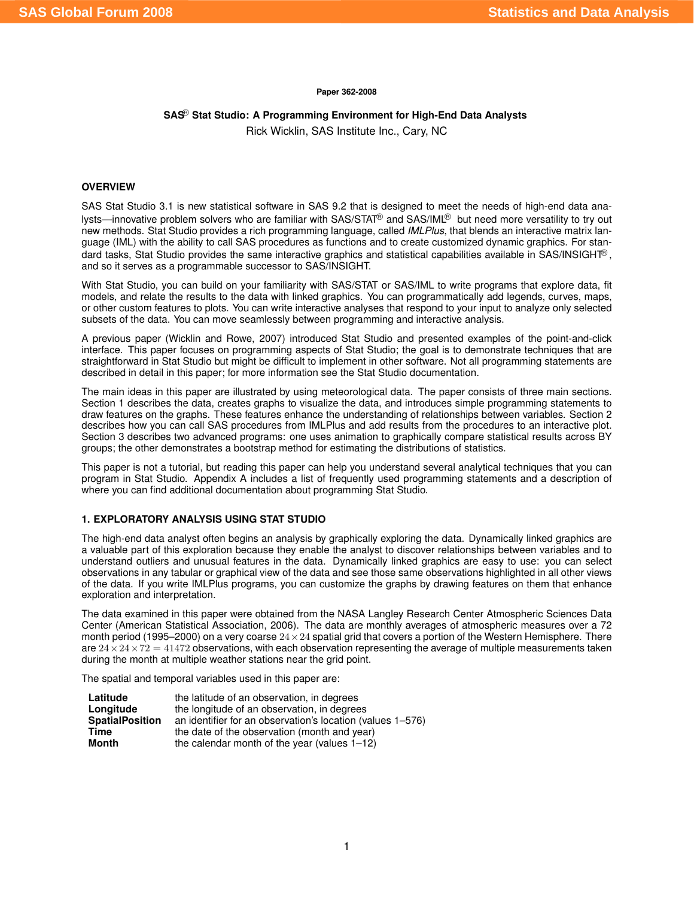Paper 362-2008

# SAS® Stat Studio: A Programming Environment for High-End Data Analysts

Rick Wicklin, SAS Institute Inc., Cary, NC

## OVERVIEW

SAS Stat Studio 3.1 is new statistical software in SAS 9.2 that is designed to meet the needs of high-end data analysts—innovative problem solvers who are familiar with SAS/STAT® and SAS/IML® but need more versatility to try out new methods. Stat Studio provides a rich programming language, called *IMLPlus*, that blends an interactive matrix language (IML) with the ability to call SAS procedures as functions and to create customized dynamic graphics. For standard tasks, Stat Studio provides the same interactive graphics and statistical capabilities available in SAS/INSIGHT®, and so it serves as a programmable successor to SAS/INSIGHT.

With Stat Studio, you can build on your familiarity with SAS/STAT or SAS/IML to write programs that explore data, fit models, and relate the results to the data with linked graphics. You can programmatically add legends, curves, maps, or other custom features to plots. You can write interactive analyses that respond to your input to analyze only selected subsets of the data. You can move seamlessly between programming and interactive analysis.

A previous paper (Wicklin and Rowe, 2007) introduced Stat Studio and presented examples of the point-and-click interface. This paper focuses on programming aspects of Stat Studio; the goal is to demonstrate techniques that are straightforward in Stat Studio but might be difficult to implement in other software. Not all programming statements are described in detail in this paper; for more information see the Stat Studio documentation.

The main ideas in this paper are illustrated by using meteorological data. The paper consists of three main sections. Section 1 describes the data, creates graphs to visualize the data, and introduces simple programming statements to draw features on the graphs. These features enhance the understanding of relationships between variables. Section 2 describes how you can call SAS procedures from IMLPlus and add results from the procedures to an interactive plot. Section 3 describes two advanced programs: one uses animation to graphically compare statistical results across BY groups; the other demonstrates a bootstrap method for estimating the distributions of statistics.

This paper is not a tutorial, but reading this paper can help you understand several analytical techniques that you can program in Stat Studio. Appendix A includes a list of frequently used programming statements and a description of where you can find additional documentation about programming Stat Studio.

## 1. EXPLORATORY ANALYSIS USING STAT STUDIO

The high-end data analyst often begins an analysis by graphically exploring the data. Dynamically linked graphics are a valuable part of this exploration because they enable the analyst to discover relationships between variables and to understand outliers and unusual features in the data. Dynamically linked graphics are easy to use: you can select observations in any tabular or graphical view of the data and see those same observations highlighted in all other views of the data. If you write IMLPlus programs, you can customize the graphs by drawing features on them that enhance exploration and interpretation.

The data examined in this paper were obtained from the NASA Langley Research Center Atmospheric Sciences Data Center (American Statistical Association, 2006). The data are monthly averages of atmospheric measures over a 72 month period (1995–2000) on a very coarse $24 \times 24$ spatial grid that covers a portion of the Western Hemisphere. There are $24 \times 24 \times 72 = 41472$ observations, with each observation representing the average of multiple measurements taken during the month at multiple weather stations near the grid point.

The spatial and temporal variables used in this paper are:

| | |
|---|---|
| **Latitude** | the latitude of an observation, in degrees |
| **Longitude** | the longitude of an observation, in degrees |
| **SpatialPosition** | an identifier for an observation's location (values 1–576) |
| **Time** | the date of the observation (month and year) |
| **Month** | the calendar month of the year (values 1–12) |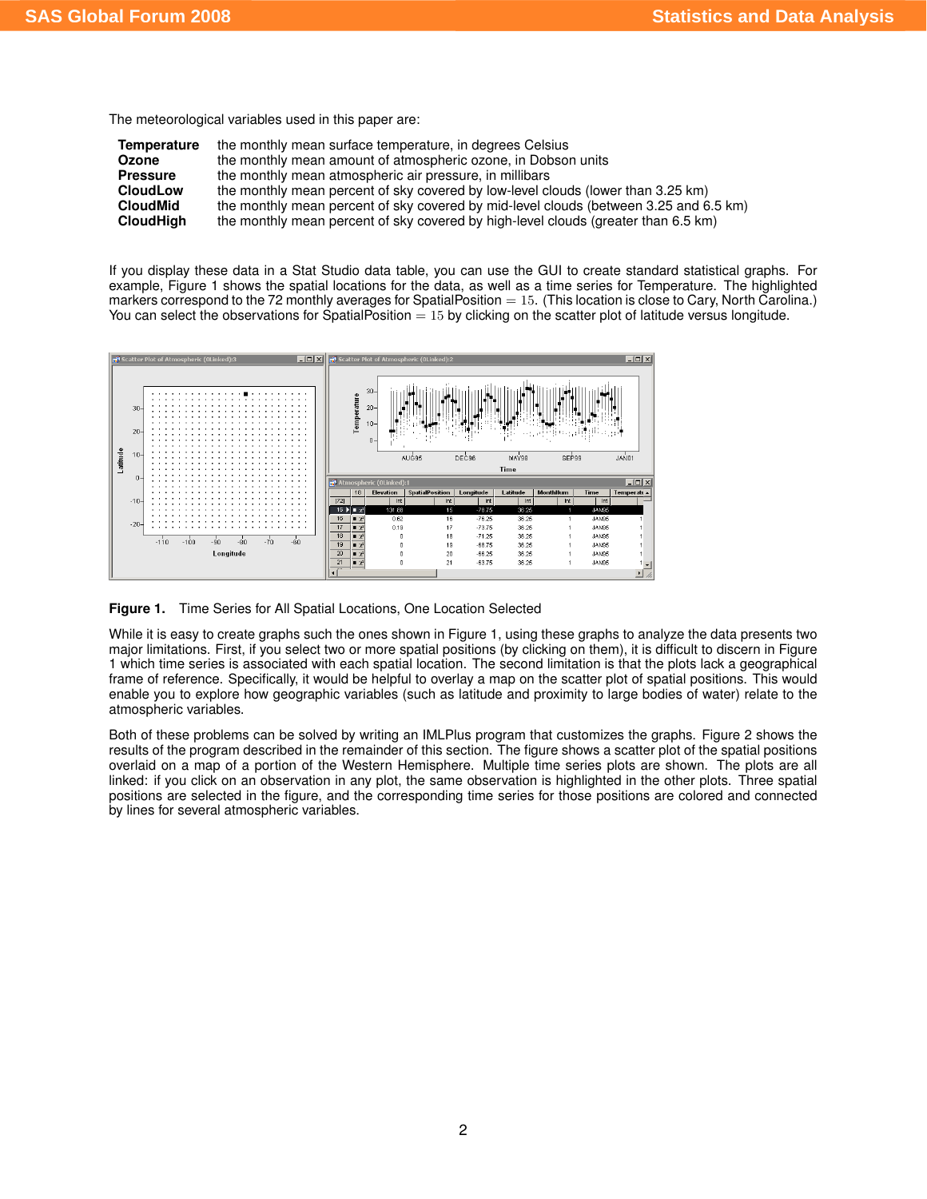The meteorological variables used in this paper are:

| | |
|---|---|
| **Temperature** | the monthly mean surface temperature, in degrees Celsius |
| **Ozone** | the monthly mean amount of atmospheric ozone, in Dobson units |
| **Pressure** | the monthly mean atmospheric air pressure, in millibars |
| **CloudLow** | the monthly mean percent of sky covered by low-level clouds (lower than 3.25 km) |
| **CloudMid** | the monthly mean percent of sky covered by mid-level clouds (between 3.25 and 6.5 km) |
| **CloudHigh** | the monthly mean percent of sky covered by high-level clouds (greater than 6.5 km) |

If you display these data in a Stat Studio data table, you can use the GUI to create standard statistical graphs. For example, Figure 1 shows the spatial locations for the data, as well as a time series for Temperature. The highlighted markers correspond to the 72 monthly averages for SpatialPosition $= 15$. (This location is close to Cary, North Carolina.) You can select the observations for SpatialPosition $= 15$ by clicking on the scatter plot of latitude versus longitude.

**Figure 1.** Time Series for All Spatial Locations, One Location Selected

While it is easy to create graphs such the ones shown in Figure 1, using these graphs to analyze the data presents two major limitations. First, if you select two or more spatial positions (by clicking on them), it is difficult to discern in Figure 1 which time series is associated with each spatial location. The second limitation is that the plots lack a geographical frame of reference. Specifically, it would be helpful to overlay a map on the scatter plot of spatial positions. This would enable you to explore how geographic variables (such as latitude and proximity to large bodies of water) relate to the atmospheric variables.

Both of these problems can be solved by writing an IMLPlus program that customizes the graphs. Figure 2 shows the results of the program described in the remainder of this section. The figure shows a scatter plot of the spatial positions overlaid on a map of a portion of the Western Hemisphere. Multiple time series plots are shown. The plots are all linked: if you click on an observation in any plot, the same observation is highlighted in the other plots. Three spatial positions are selected in the figure, and the corresponding time series for those positions are colored and connected by lines for several atmospheric variables.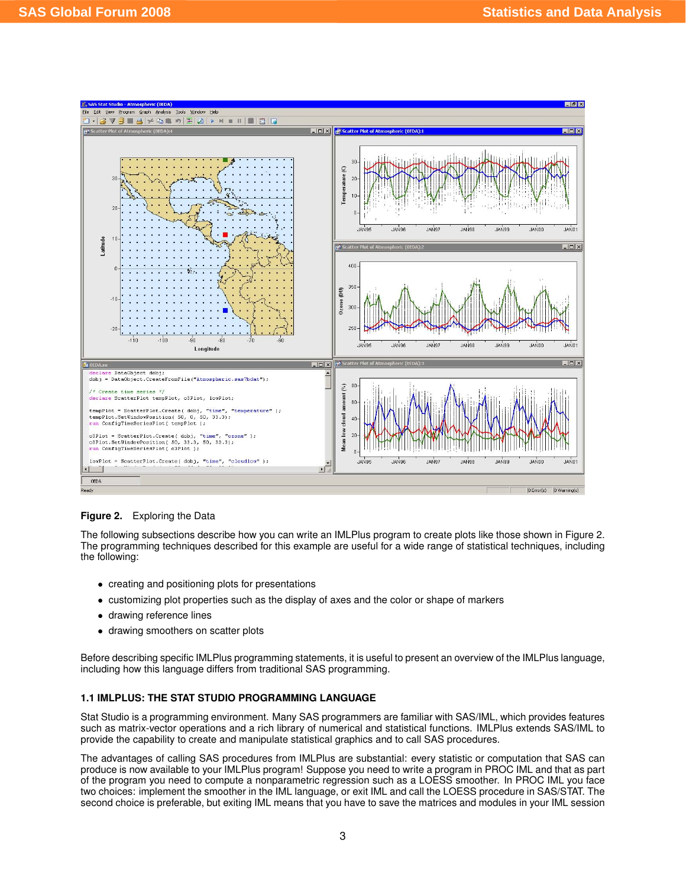**Figure 2.** Exploring the Data

The following subsections describe how you can write an IMLPlus program to create plots like those shown in Figure 2. The programming techniques described for this example are useful for a wide range of statistical techniques, including the following:

- creating and positioning plots for presentations
- customizing plot properties such as the display of axes and the color or shape of markers
- drawing reference lines
- drawing smoothers on scatter plots

Before describing specific IMLPlus programming statements, it is useful to present an overview of the IMLPlus language, including how this language differs from traditional SAS programming.

### 1.1 IMLPLUS: THE STAT STUDIO PROGRAMMING LANGUAGE

Stat Studio is a programming environment. Many SAS programmers are familiar with SAS/IML, which provides features such as matrix-vector operations and a rich library of numerical and statistical functions. IMLPlus extends SAS/IML to provide the capability to create and manipulate statistical graphics and to call SAS procedures.

The advantages of calling SAS procedures from IMLPlus are substantial: every statistic or computation that SAS can produce is now available to your IMLPlus program! Suppose you need to write a program in PROC IML and that as part of the program you need to compute a nonparametric regression such as a LOESS smoother. In PROC IML you face two choices: implement the smoother in the IML language, or exit IML and call the LOESS procedure in SAS/STAT. The second choice is preferable, but exiting IML means that you have to save the matrices and modules in your IML session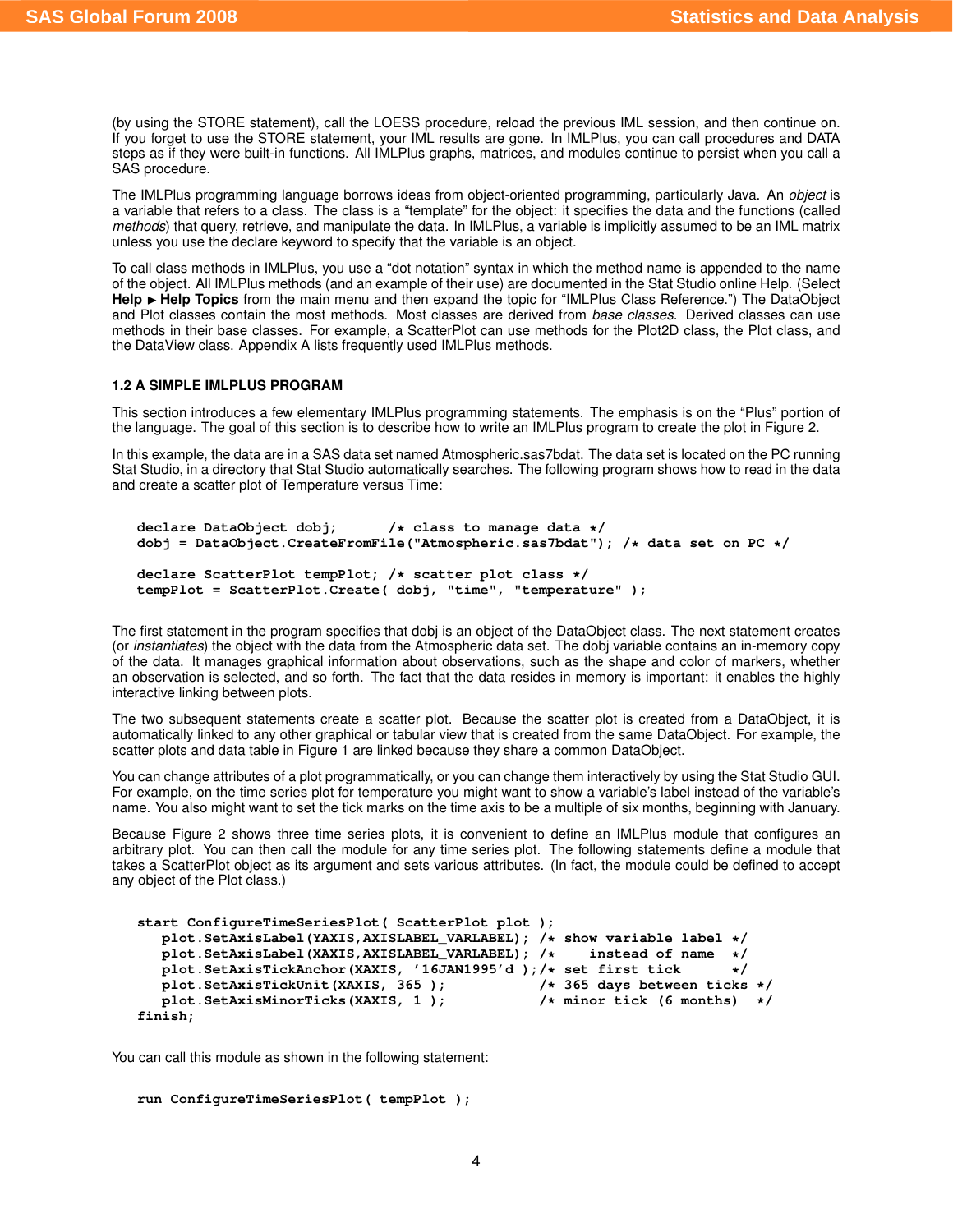(by using the STORE statement), call the LOESS procedure, reload the previous IML session, and then continue on. If you forget to use the STORE statement, your IML results are gone. In IMLPlus, you can call procedures and DATA steps as if they were built-in functions. All IMLPlus graphs, matrices, and modules continue to persist when you call a SAS procedure.

The IMLPlus programming language borrows ideas from object-oriented programming, particularly Java. An *object* is a variable that refers to a class. The class is a "template" for the object: it specifies the data and the functions (called *methods*) that query, retrieve, and manipulate the data. In IMLPlus, a variable is implicitly assumed to be an IML matrix unless you use the declare keyword to specify that the variable is an object.

To call class methods in IMLPlus, you use a "dot notation" syntax in which the method name is appended to the name of the object. All IMLPlus methods (and an example of their use) are documented in the Stat Studio online Help. (Select **Help ▶ Help Topics** from the main menu and then expand the topic for "IMLPlus Class Reference.") The DataObject and Plot classes contain the most methods. Most classes are derived from *base classes*. Derived classes can use methods in their base classes. For example, a ScatterPlot can use methods for the Plot2D class, the Plot class, and the DataView class. Appendix A lists frequently used IMLPlus methods.

### 1.2 A SIMPLE IMLPLUS PROGRAM

This section introduces a few elementary IMLPlus programming statements. The emphasis is on the "Plus" portion of the language. The goal of this section is to describe how to write an IMLPlus program to create the plot in Figure 2.

In this example, the data are in a SAS data set named Atmospheric.sas7bdat. The data set is located on the PC running Stat Studio, in a directory that Stat Studio automatically searches. The following program shows how to read in the data and create a scatter plot of Temperature versus Time:

```
declare DataObject dobj;      /* class to manage data */
dobj = DataObject.CreateFromFile("Atmospheric.sas7bdat"); /* data set on PC */

declare ScatterPlot tempPlot; /* scatter plot class */
tempPlot = ScatterPlot.Create( dobj, "time", "temperature" );
```

The first statement in the program specifies that dobj is an object of the DataObject class. The next statement creates (or *instantiates*) the object with the data from the Atmospheric data set. The dobj variable contains an in-memory copy of the data. It manages graphical information about observations, such as the shape and color of markers, whether an observation is selected, and so forth. The fact that the data resides in memory is important: it enables the highly interactive linking between plots.

The two subsequent statements create a scatter plot. Because the scatter plot is created from a DataObject, it is automatically linked to any other graphical or tabular view that is created from the same DataObject. For example, the scatter plots and data table in Figure 1 are linked because they share a common DataObject.

You can change attributes of a plot programmatically, or you can change them interactively by using the Stat Studio GUI. For example, on the time series plot for temperature you might want to show a variable's label instead of the variable's name. You also might want to set the tick marks on the time axis to be a multiple of six months, beginning with January.

Because Figure 2 shows three time series plots, it is convenient to define an IMLPlus module that configures an arbitrary plot. You can then call the module for any time series plot. The following statements define a module that takes a ScatterPlot object as its argument and sets various attributes. (In fact, the module could be defined to accept any object of the Plot class.)

```
start ConfigureTimeSeriesPlot( ScatterPlot plot );
   plot.SetAxisLabel(YAXIS,AXISLABEL_VARLABEL); /* show variable label */
   plot.SetAxisLabel(XAXIS,AXISLABEL_VARLABEL); /*    instead of name  */
   plot.SetAxisTickAnchor(XAXIS, '16JAN1995'd );/* set first tick      */
   plot.SetAxisTickUnit(XAXIS, 365 );           /* 365 days between ticks */
   plot.SetAxisMinorTicks(XAXIS, 1 );           /* minor tick (6 months)  */
finish;
```

You can call this module as shown in the following statement:

```
run ConfigureTimeSeriesPlot( tempPlot );
```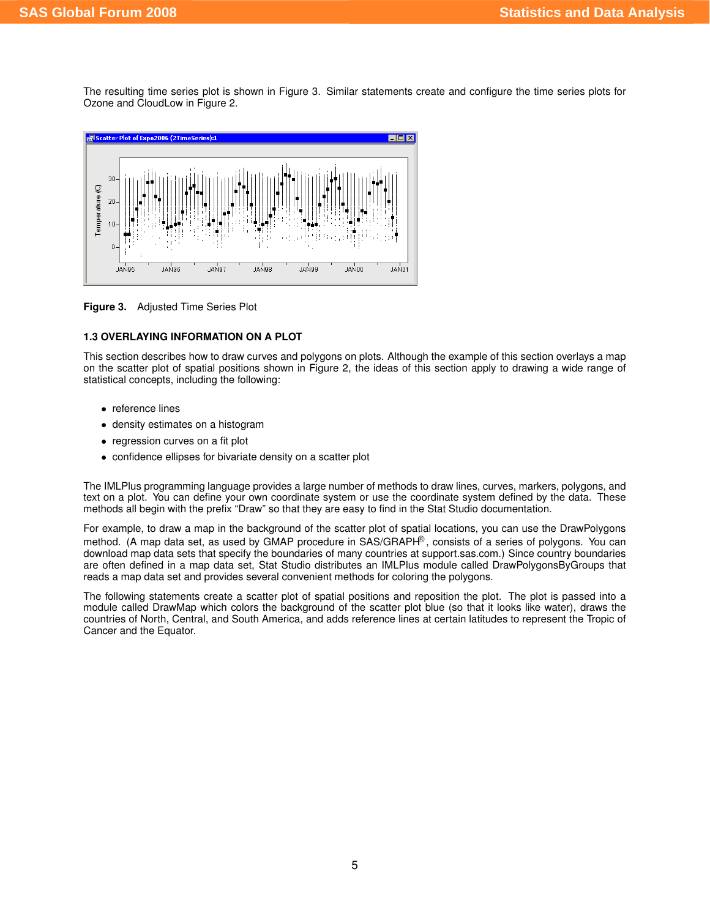The resulting time series plot is shown in Figure 3. Similar statements create and configure the time series plots for Ozone and CloudLow in Figure 2.

**Figure 3.** Adjusted Time Series Plot

### 1.3 OVERLAYING INFORMATION ON A PLOT

This section describes how to draw curves and polygons on plots. Although the example of this section overlays a map on the scatter plot of spatial positions shown in Figure 2, the ideas of this section apply to drawing a wide range of statistical concepts, including the following:

- reference lines
- density estimates on a histogram
- regression curves on a fit plot
- confidence ellipses for bivariate density on a scatter plot

The IMLPlus programming language provides a large number of methods to draw lines, curves, markers, polygons, and text on a plot. You can define your own coordinate system or use the coordinate system defined by the data. These methods all begin with the prefix "Draw" so that they are easy to find in the Stat Studio documentation.

For example, to draw a map in the background of the scatter plot of spatial locations, you can use the DrawPolygons method. (A map data set, as used by GMAP procedure in SAS/GRAPH®, consists of a series of polygons. You can download map data sets that specify the boundaries of many countries at support.sas.com.) Since country boundaries are often defined in a map data set, Stat Studio distributes an IMLPlus module called DrawPolygonsByGroups that reads a map data set and provides several convenient methods for coloring the polygons.

The following statements create a scatter plot of spatial positions and reposition the plot. The plot is passed into a module called DrawMap which colors the background of the scatter plot blue (so that it looks like water), draws the countries of North, Central, and South America, and adds reference lines at certain latitudes to represent the Tropic of Cancer and the Equator.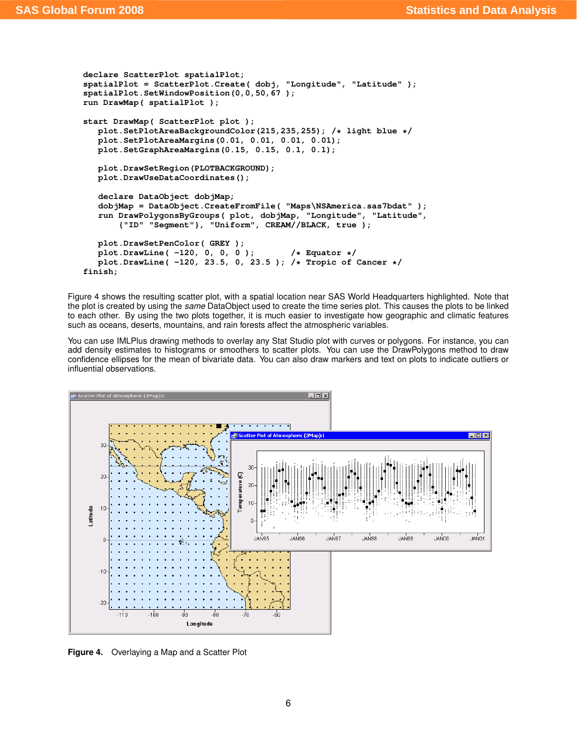```
declare ScatterPlot spatialPlot;
spatialPlot = ScatterPlot.Create( dobj, "Longitude", "Latitude" );
spatialPlot.SetWindowPosition(0,0,50,67 );
run DrawMap( spatialPlot );

start DrawMap( ScatterPlot plot );
   plot.SetPlotAreaBackgroundColor(215,235,255); /* light blue */
   plot.SetPlotAreaMargins(0.01, 0.01, 0.01, 0.01);
   plot.SetGraphAreaMargins(0.15, 0.15, 0.1, 0.1);

   plot.DrawSetRegion(PLOTBACKGROUND);
   plot.DrawUseDataCoordinates();

   declare DataObject dobjMap;
   dobjMap = DataObject.CreateFromFile( "Maps\NSAmerica.sas7bdat" );
   run DrawPolygonsByGroups( plot, dobjMap, "Longitude", "Latitude",
        {"ID" "Segment"}, "Uniform", CREAM//BLACK, true );

   plot.DrawSetPenColor( GREY );
   plot.DrawLine( -120, 0, 0, 0 );        /* Equator */
   plot.DrawLine( -120, 23.5, 0, 23.5 ); /* Tropic of Cancer */
finish;
```

Figure 4 shows the resulting scatter plot, with a spatial location near SAS World Headquarters highlighted. Note that the plot is created by using the *same* DataObject used to create the time series plot. This causes the plots to be linked to each other. By using the two plots together, it is much easier to investigate how geographic and climatic features such as oceans, deserts, mountains, and rain forests affect the atmospheric variables.

You can use IMLPlus drawing methods to overlay any Stat Studio plot with curves or polygons. For instance, you can add density estimates to histograms or smoothers to scatter plots. You can use the DrawPolygons method to draw confidence ellipses for the mean of bivariate data. You can also draw markers and text on plots to indicate outliers or influential observations.

**Figure 4.** Overlaying a Map and a Scatter Plot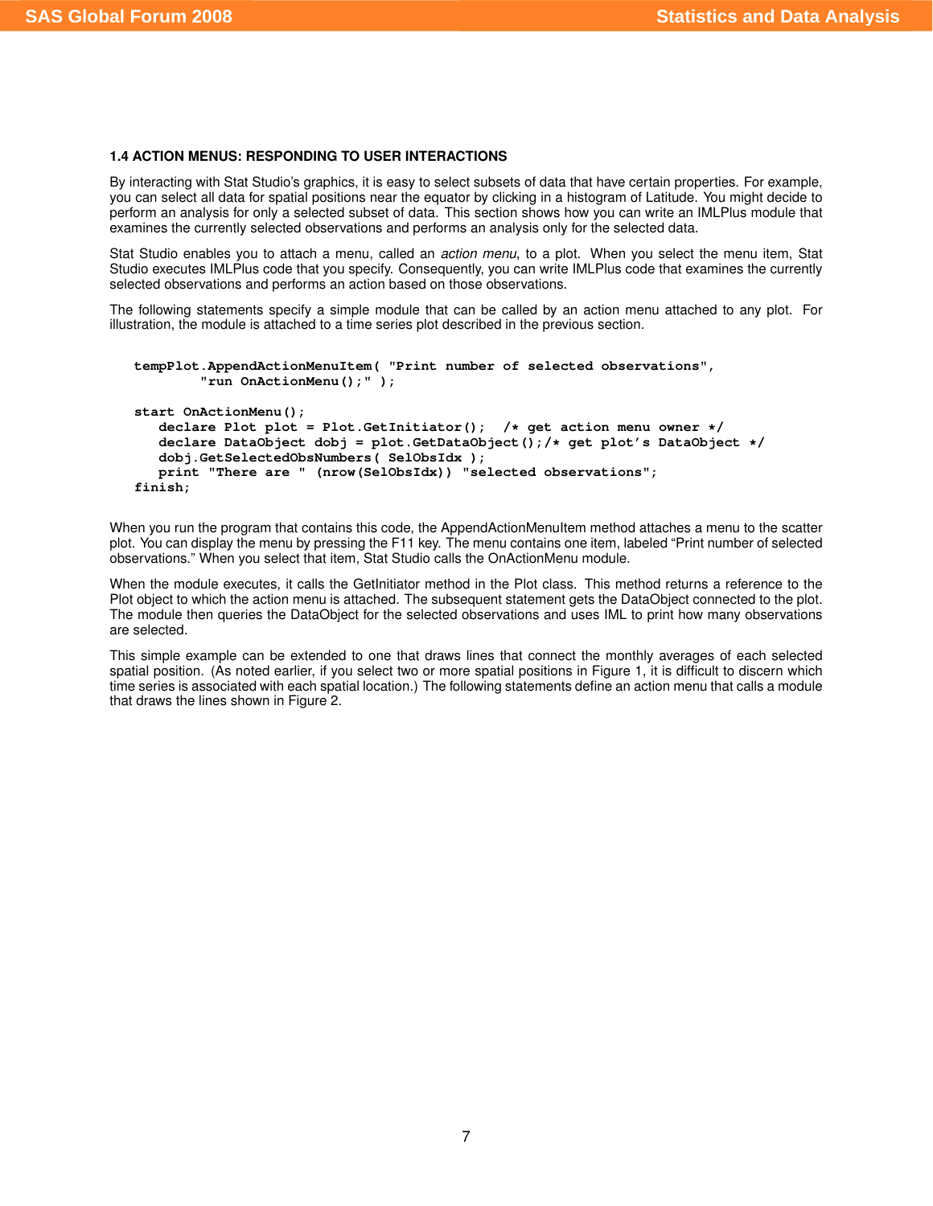### 1.4 ACTION MENUS: RESPONDING TO USER INTERACTIONS

By interacting with Stat Studio's graphics, it is easy to select subsets of data that have certain properties. For example, you can select all data for spatial positions near the equator by clicking in a histogram of Latitude. You might decide to perform an analysis for only a selected subset of data. This section shows how you can write an IMLPlus module that examines the currently selected observations and performs an analysis only for the selected data.

Stat Studio enables you to attach a menu, called an *action menu*, to a plot. When you select the menu item, Stat Studio executes IMLPlus code that you specify. Consequently, you can write IMLPlus code that examines the currently selected observations and performs an action based on those observations.

The following statements specify a simple module that can be called by an action menu attached to any plot. For illustration, the module is attached to a time series plot described in the previous section.

```
tempPlot.AppendActionMenuItem( "Print number of selected observations",
        "run OnActionMenu();" );

start OnActionMenu();
   declare Plot plot = Plot.GetInitiator();  /* get action menu owner */
   declare DataObject dobj = plot.GetDataObject();/* get plot's DataObject */
   dobj.GetSelectedObsNumbers( SelObsIdx );
   print "There are " (nrow(SelObsIdx)) "selected observations";
finish;
```

When you run the program that contains this code, the AppendActionMenuItem method attaches a menu to the scatter plot. You can display the menu by pressing the F11 key. The menu contains one item, labeled "Print number of selected observations." When you select that item, Stat Studio calls the OnActionMenu module.

When the module executes, it calls the GetInitiator method in the Plot class. This method returns a reference to the Plot object to which the action menu is attached. The subsequent statement gets the DataObject connected to the plot. The module then queries the DataObject for the selected observations and uses IML to print how many observations are selected.

This simple example can be extended to one that draws lines that connect the monthly averages of each selected spatial position. (As noted earlier, if you select two or more spatial positions in Figure 1, it is difficult to discern which time series is associated with each spatial location.) The following statements define an action menu that calls a module that draws the lines shown in Figure 2.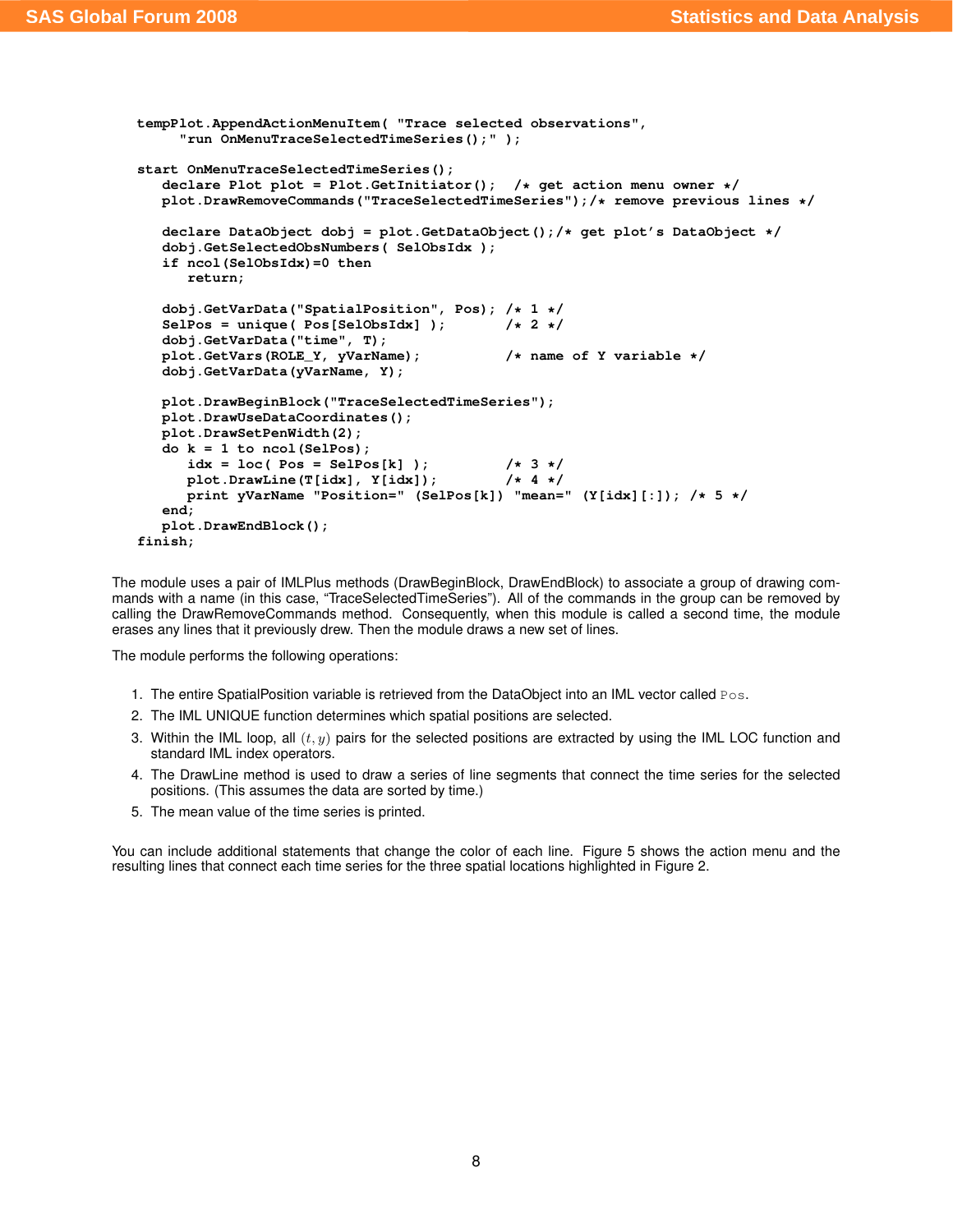```
tempPlot.AppendActionMenuItem( "Trace selected observations",
     "run OnMenuTraceSelectedTimeSeries();" );

start OnMenuTraceSelectedTimeSeries();
   declare Plot plot = Plot.GetInitiator();  /* get action menu owner */
   plot.DrawRemoveCommands("TraceSelectedTimeSeries");/* remove previous lines */

   declare DataObject dobj = plot.GetDataObject();/* get plot's DataObject */
   dobj.GetSelectedObsNumbers( SelObsIdx );
   if ncol(SelObsIdx)=0 then
      return;

   dobj.GetVarData("SpatialPosition", Pos); /* 1 */
   SelPos = unique( Pos[SelObsIdx] );       /* 2 */
   dobj.GetVarData("time", T);
   plot.GetVars(ROLE_Y, yVarName);          /* name of Y variable */
   dobj.GetVarData(yVarName, Y);

   plot.DrawBeginBlock("TraceSelectedTimeSeries");
   plot.DrawUseDataCoordinates();
   plot.DrawSetPenWidth(2);
   do k = 1 to ncol(SelPos);
      idx = loc( Pos = SelPos[k] );         /* 3 */
      plot.DrawLine(T[idx], Y[idx]);        /* 4 */
      print yVarName "Position=" (SelPos[k]) "mean=" (Y[idx][:]); /* 5 */
   end;
   plot.DrawEndBlock();
finish;
```

The module uses a pair of IMLPlus methods (DrawBeginBlock, DrawEndBlock) to associate a group of drawing commands with a name (in this case, "TraceSelectedTimeSeries"). All of the commands in the group can be removed by calling the DrawRemoveCommands method. Consequently, when this module is called a second time, the module erases any lines that it previously drew. Then the module draws a new set of lines.

The module performs the following operations:

1. The entire SpatialPosition variable is retrieved from the DataObject into an IML vector called `Pos`.
2. The IML UNIQUE function determines which spatial positions are selected.
3. Within the IML loop, all $(t, y)$ pairs for the selected positions are extracted by using the IML LOC function and standard IML index operators.
4. The DrawLine method is used to draw a series of line segments that connect the time series for the selected positions. (This assumes the data are sorted by time.)
5. The mean value of the time series is printed.

You can include additional statements that change the color of each line. Figure 5 shows the action menu and the resulting lines that connect each time series for the three spatial locations highlighted in Figure 2.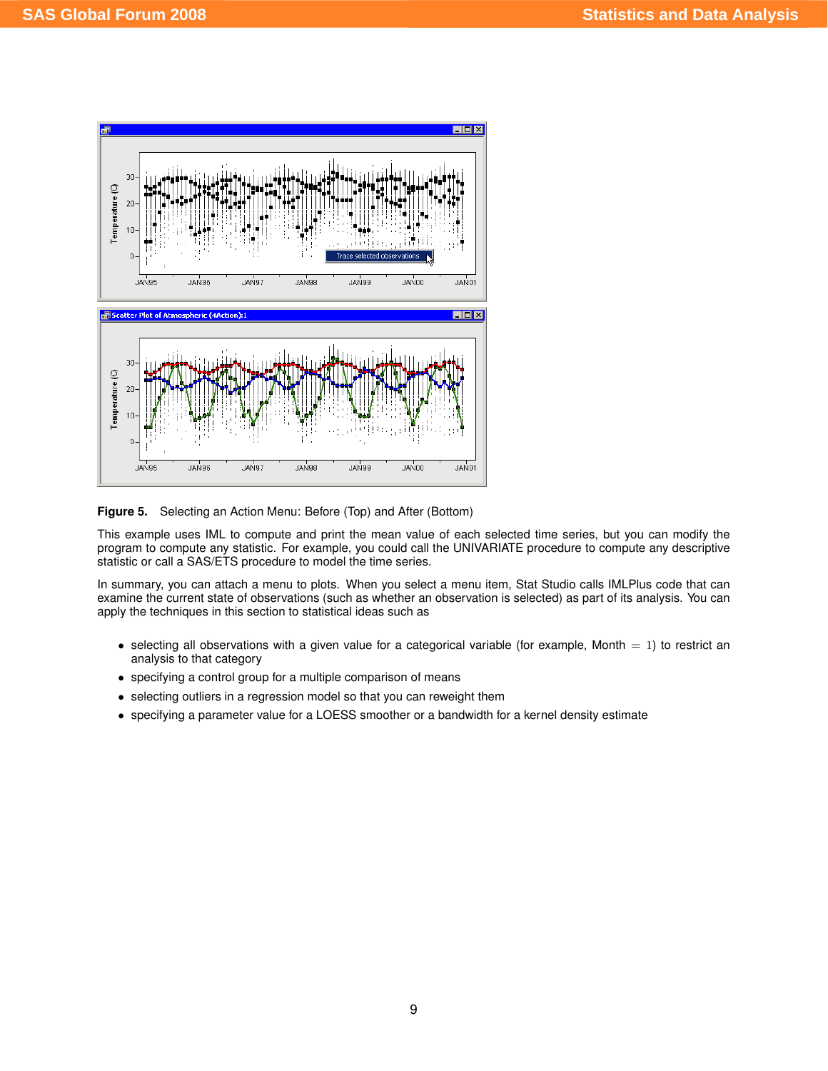**Figure 5.** Selecting an Action Menu: Before (Top) and After (Bottom)

This example uses IML to compute and print the mean value of each selected time series, but you can modify the program to compute any statistic. For example, you could call the UNIVARIATE procedure to compute any descriptive statistic or call a SAS/ETS procedure to model the time series.

In summary, you can attach a menu to plots. When you select a menu item, Stat Studio calls IMLPlus code that can examine the current state of observations (such as whether an observation is selected) as part of its analysis. You can apply the techniques in this section to statistical ideas such as

- selecting all observations with a given value for a categorical variable (for example, Month $= 1$) to restrict an analysis to that category
- specifying a control group for a multiple comparison of means
- selecting outliers in a regression model so that you can reweight them
- specifying a parameter value for a LOESS smoother or a bandwidth for a kernel density estimate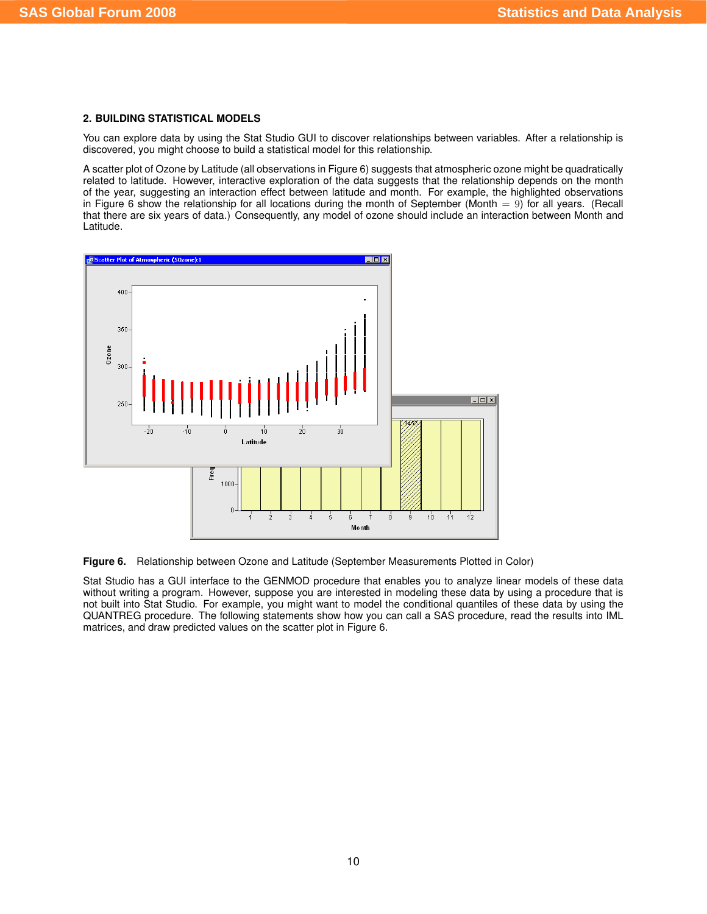## 2. BUILDING STATISTICAL MODELS

You can explore data by using the Stat Studio GUI to discover relationships between variables. After a relationship is discovered, you might choose to build a statistical model for this relationship.

A scatter plot of Ozone by Latitude (all observations in Figure 6) suggests that atmospheric ozone might be quadratically related to latitude. However, interactive exploration of the data suggests that the relationship depends on the month of the year, suggesting an interaction effect between latitude and month. For example, the highlighted observations in Figure 6 show the relationship for all locations during the month of September (Month $= 9$) for all years. (Recall that there are six years of data.) Consequently, any model of ozone should include an interaction between Month and Latitude.

**Figure 6.** Relationship between Ozone and Latitude (September Measurements Plotted in Color)

Stat Studio has a GUI interface to the GENMOD procedure that enables you to analyze linear models of these data without writing a program. However, suppose you are interested in modeling these data by using a procedure that is not built into Stat Studio. For example, you might want to model the conditional quantiles of these data by using the QUANTREG procedure. The following statements show how you can call a SAS procedure, read the results into IML matrices, and draw predicted values on the scatter plot in Figure 6.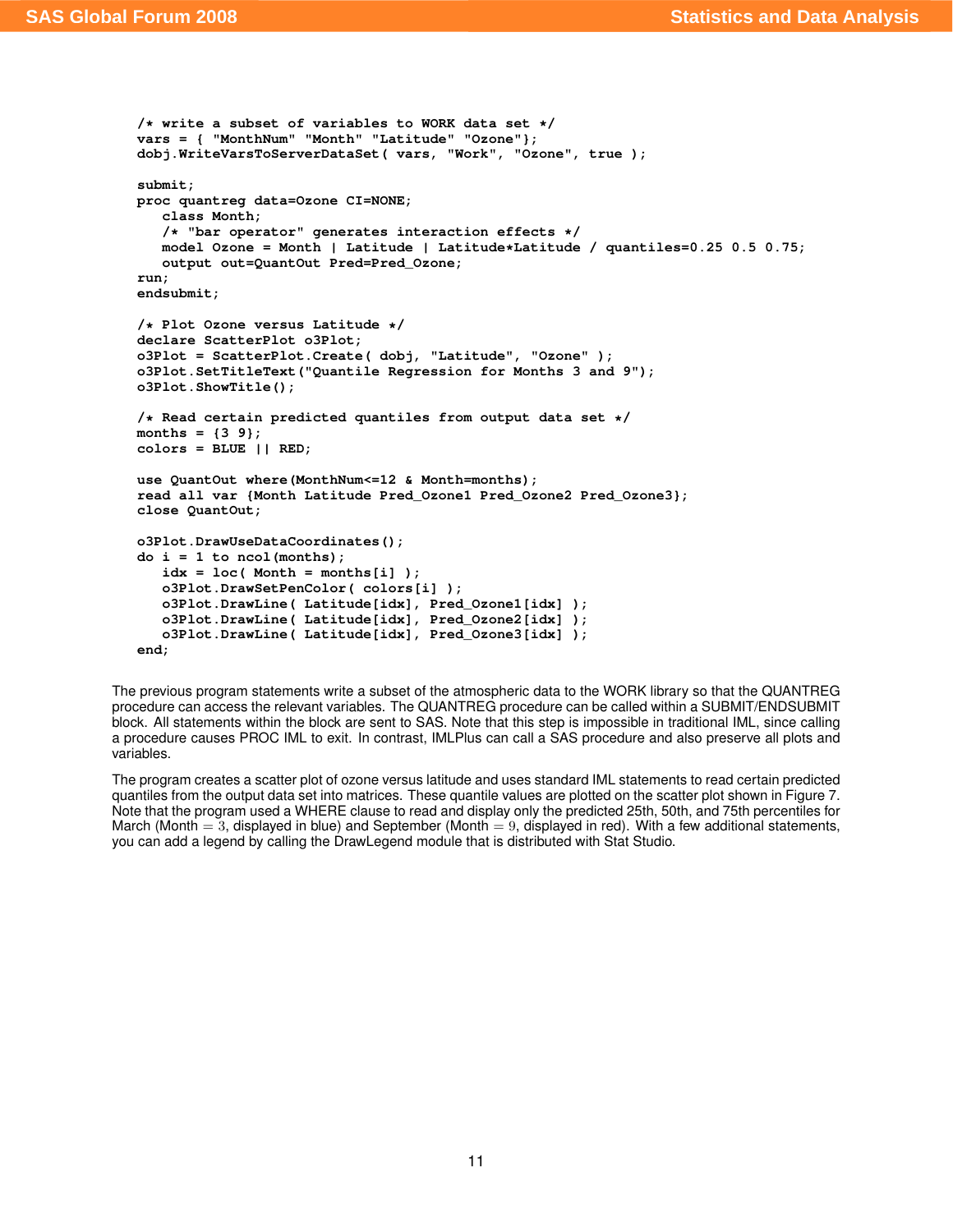```
/* write a subset of variables to WORK data set */
vars = { "MonthNum" "Month" "Latitude" "Ozone"};
dobj.WriteVarsToServerDataSet( vars, "Work", "Ozone", true );

submit;
proc quantreg data=Ozone CI=NONE;
   class Month;
   /* "bar operator" generates interaction effects */
   model Ozone = Month | Latitude | Latitude*Latitude / quantiles=0.25 0.5 0.75;
   output out=QuantOut Pred=Pred_Ozone;
run;
endsubmit;

/* Plot Ozone versus Latitude */
declare ScatterPlot o3Plot;
o3Plot = ScatterPlot.Create( dobj, "Latitude", "Ozone" );
o3Plot.SetTitleText("Quantile Regression for Months 3 and 9");
o3Plot.ShowTitle();

/* Read certain predicted quantiles from output data set */
months = {3 9};
colors = BLUE || RED;

use QuantOut where(MonthNum<=12 & Month=months);
read all var {Month Latitude Pred_Ozone1 Pred_Ozone2 Pred_Ozone3};
close QuantOut;

o3Plot.DrawUseDataCoordinates();
do i = 1 to ncol(months);
   idx = loc( Month = months[i] );
   o3Plot.DrawSetPenColor( colors[i] );
   o3Plot.DrawLine( Latitude[idx], Pred_Ozone1[idx] );
   o3Plot.DrawLine( Latitude[idx], Pred_Ozone2[idx] );
   o3Plot.DrawLine( Latitude[idx], Pred_Ozone3[idx] );
end;
```

The previous program statements write a subset of the atmospheric data to the WORK library so that the QUANTREG procedure can access the relevant variables. The QUANTREG procedure can be called within a SUBMIT/ENDSUBMIT block. All statements within the block are sent to SAS. Note that this step is impossible in traditional IML, since calling a procedure causes PROC IML to exit. In contrast, IMLPlus can call a SAS procedure and also preserve all plots and variables.

The program creates a scatter plot of ozone versus latitude and uses standard IML statements to read certain predicted quantiles from the output data set into matrices. These quantile values are plotted on the scatter plot shown in Figure 7. Note that the program used a WHERE clause to read and display only the predicted 25th, 50th, and 75th percentiles for March (Month $= 3$, displayed in blue) and September (Month $= 9$, displayed in red). With a few additional statements, you can add a legend by calling the DrawLegend module that is distributed with Stat Studio.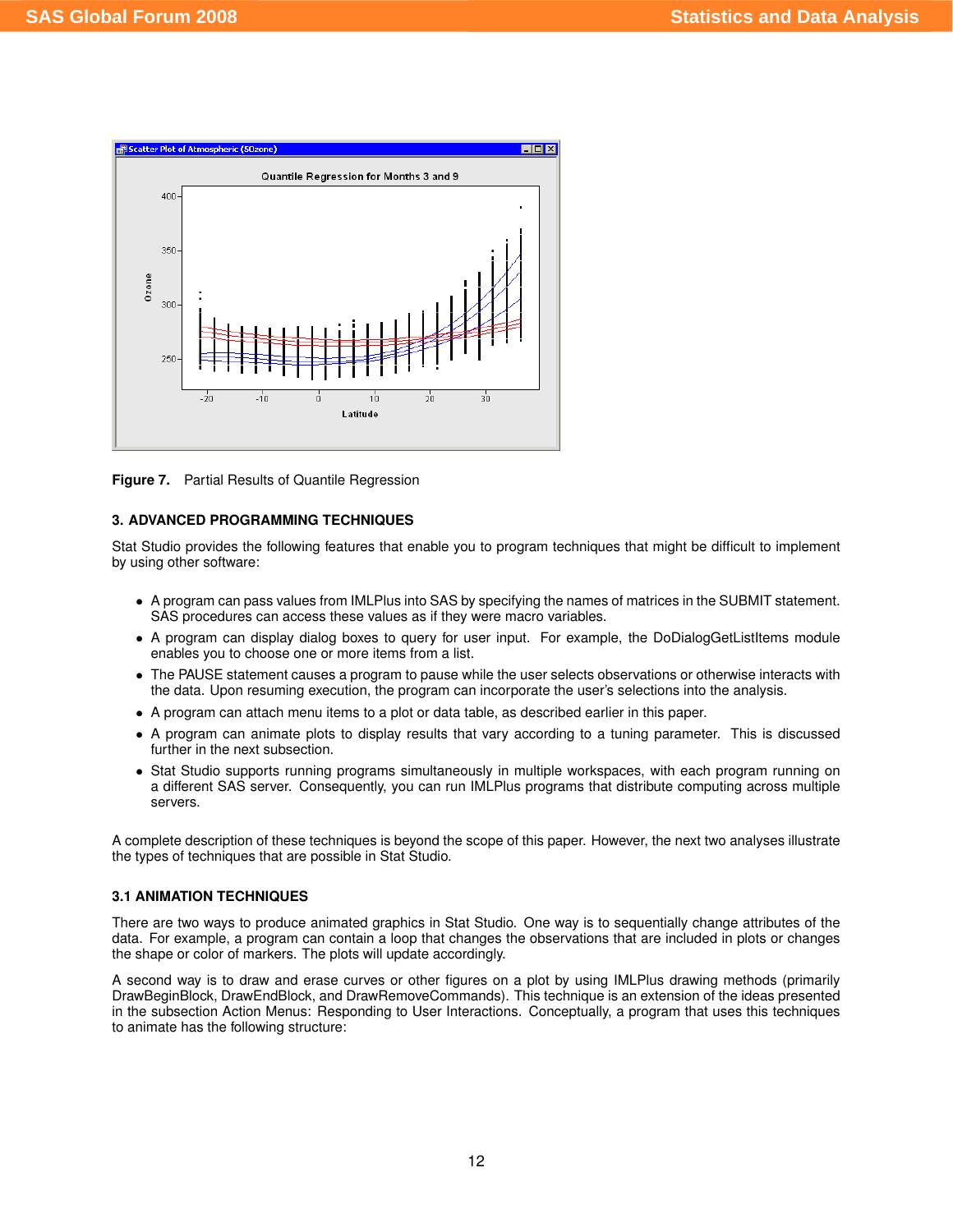Figure 7. Partial Results of Quantile Regression

## 3. ADVANCED PROGRAMMING TECHNIQUES

Stat Studio provides the following features that enable you to program techniques that might be difficult to implement by using other software:

- A program can pass values from IMLPlus into SAS by specifying the names of matrices in the SUBMIT statement. SAS procedures can access these values as if they were macro variables.
- A program can display dialog boxes to query for user input. For example, the DoDialogGetListItems module enables you to choose one or more items from a list.
- The PAUSE statement causes a program to pause while the user selects observations or otherwise interacts with the data. Upon resuming execution, the program can incorporate the user's selections into the analysis.
- A program can attach menu items to a plot or data table, as described earlier in this paper.
- A program can animate plots to display results that vary according to a tuning parameter. This is discussed further in the next subsection.
- Stat Studio supports running programs simultaneously in multiple workspaces, with each program running on a different SAS server. Consequently, you can run IMLPlus programs that distribute computing across multiple servers.

A complete description of these techniques is beyond the scope of this paper. However, the next two analyses illustrate the types of techniques that are possible in Stat Studio.

### 3.1 ANIMATION TECHNIQUES

There are two ways to produce animated graphics in Stat Studio. One way is to sequentially change attributes of the data. For example, a program can contain a loop that changes the observations that are included in plots or changes the shape or color of markers. The plots will update accordingly.

A second way is to draw and erase curves or other figures on a plot by using IMLPlus drawing methods (primarily DrawBeginBlock, DrawEndBlock, and DrawRemoveCommands). This technique is an extension of the ideas presented in the subsection Action Menus: Responding to User Interactions. Conceptually, a program that uses this techniques to animate has the following structure: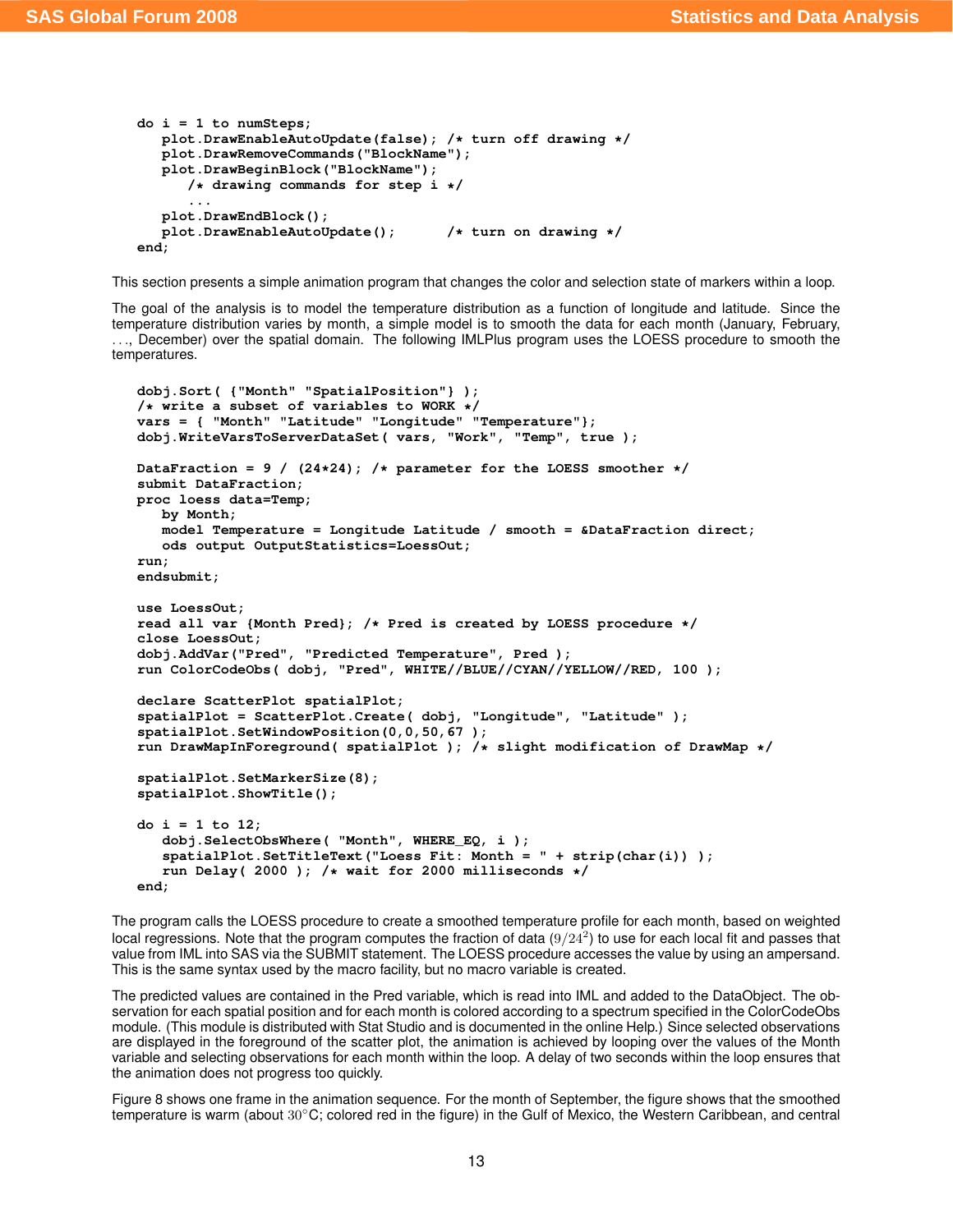```
do i = 1 to numSteps;
   plot.DrawEnableAutoUpdate(false); /* turn off drawing */
   plot.DrawRemoveCommands("BlockName");
   plot.DrawBeginBlock("BlockName");
      /* drawing commands for step i */
      ...
   plot.DrawEndBlock();
   plot.DrawEnableAutoUpdate();      /* turn on drawing */
end;
```

This section presents a simple animation program that changes the color and selection state of markers within a loop.

The goal of the analysis is to model the temperature distribution as a function of longitude and latitude. Since the temperature distribution varies by month, a simple model is to smooth the data for each month (January, February, . . ., December) over the spatial domain. The following IMLPlus program uses the LOESS procedure to smooth the temperatures.

```
dobj.Sort( {"Month" "SpatialPosition"} );
/* write a subset of variables to WORK */
vars = { "Month" "Latitude" "Longitude" "Temperature"};
dobj.WriteVarsToServerDataSet( vars, "Work", "Temp", true );

DataFraction = 9 / (24*24); /* parameter for the LOESS smoother */
submit DataFraction;
proc loess data=Temp;
   by Month;
   model Temperature = Longitude Latitude / smooth = &DataFraction direct;
   ods output OutputStatistics=LoessOut;
run;
endsubmit;

use LoessOut;
read all var {Month Pred}; /* Pred is created by LOESS procedure */
close LoessOut;
dobj.AddVar("Pred", "Predicted Temperature", Pred );
run ColorCodeObs( dobj, "Pred", WHITE//BLUE//CYAN//YELLOW//RED, 100 );

declare ScatterPlot spatialPlot;
spatialPlot = ScatterPlot.Create( dobj, "Longitude", "Latitude" );
spatialPlot.SetWindowPosition(0,0,50,67 );
run DrawMapInForeground( spatialPlot ); /* slight modification of DrawMap */

spatialPlot.SetMarkerSize(8);
spatialPlot.ShowTitle();

do i = 1 to 12;
   dobj.SelectObsWhere( "Month", WHERE_EQ, i );
   spatialPlot.SetTitleText("Loess Fit: Month = " + strip(char(i)) );
   run Delay( 2000 ); /* wait for 2000 milliseconds */
end;
```

The program calls the LOESS procedure to create a smoothed temperature profile for each month, based on weighted local regressions. Note that the program computes the fraction of data ($9/24^2$) to use for each local fit and passes that value from IML into SAS via the SUBMIT statement. The LOESS procedure accesses the value by using an ampersand. This is the same syntax used by the macro facility, but no macro variable is created.

The predicted values are contained in the Pred variable, which is read into IML and added to the DataObject. The observation for each spatial position and for each month is colored according to a spectrum specified in the ColorCodeObs module. (This module is distributed with Stat Studio and is documented in the online Help.) Since selected observations are displayed in the foreground of the scatter plot, the animation is achieved by looping over the values of the Month variable and selecting observations for each month within the loop. A delay of two seconds within the loop ensures that the animation does not progress too quickly.

Figure 8 shows one frame in the animation sequence. For the month of September, the figure shows that the smoothed temperature is warm (about $30^{\circ}$C; colored red in the figure) in the Gulf of Mexico, the Western Caribbean, and central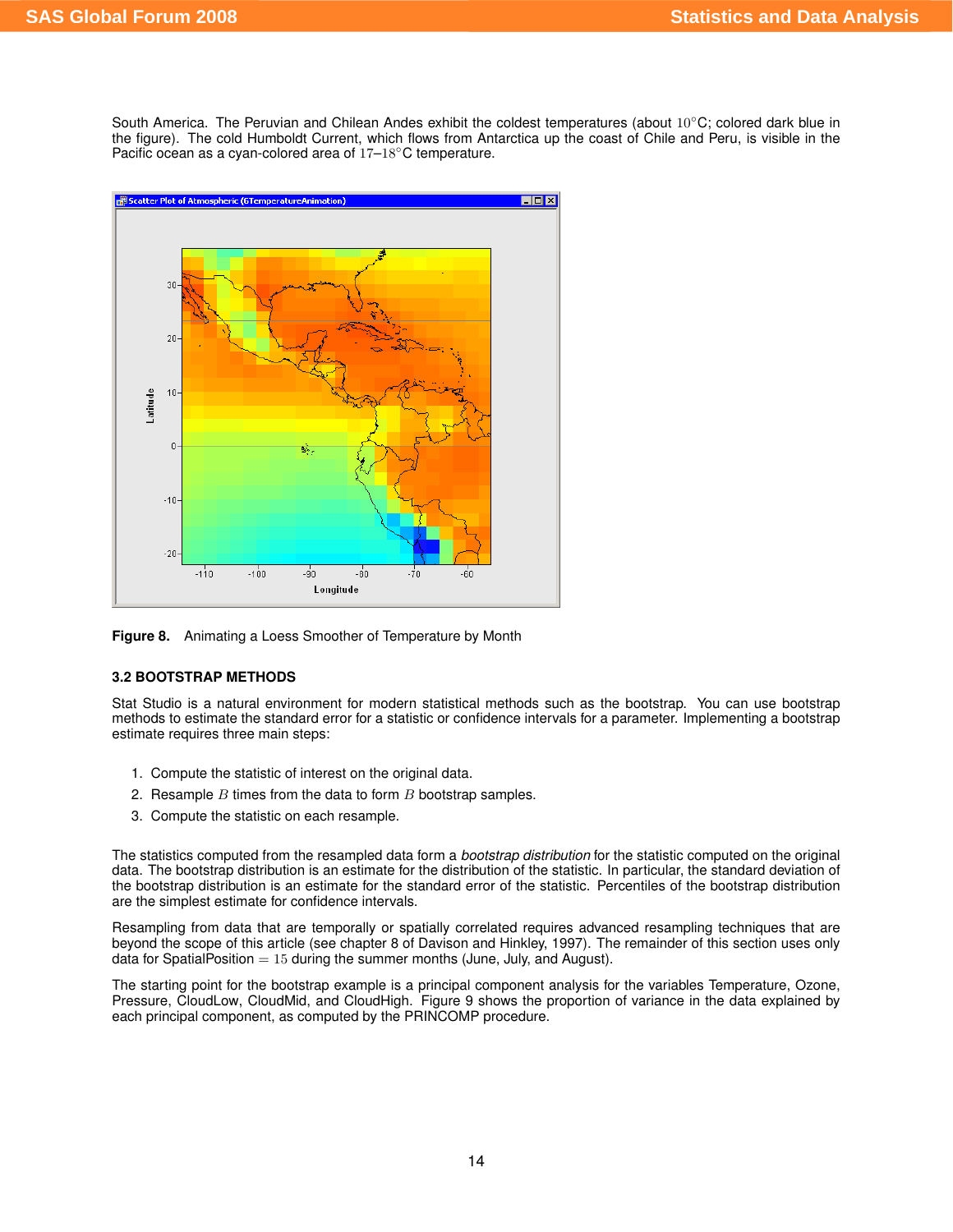South America. The Peruvian and Chilean Andes exhibit the coldest temperatures (about $10^{\circ}$C; colored dark blue in the figure). The cold Humboldt Current, which flows from Antarctica up the coast of Chile and Peru, is visible in the Pacific ocean as a cyan-colored area of $17$–$18^{\circ}$C temperature.

**Figure 8.** Animating a Loess Smoother of Temperature by Month

### 3.2 BOOTSTRAP METHODS

Stat Studio is a natural environment for modern statistical methods such as the bootstrap. You can use bootstrap methods to estimate the standard error for a statistic or confidence intervals for a parameter. Implementing a bootstrap estimate requires three main steps:

1. Compute the statistic of interest on the original data.
2. Resample $B$ times from the data to form $B$ bootstrap samples.
3. Compute the statistic on each resample.

The statistics computed from the resampled data form a *bootstrap distribution* for the statistic computed on the original data. The bootstrap distribution is an estimate for the distribution of the statistic. In particular, the standard deviation of the bootstrap distribution is an estimate for the standard error of the statistic. Percentiles of the bootstrap distribution are the simplest estimate for confidence intervals.

Resampling from data that are temporally or spatially correlated requires advanced resampling techniques that are beyond the scope of this article (see chapter 8 of Davison and Hinkley, 1997). The remainder of this section uses only data for SpatialPosition $= 15$ during the summer months (June, July, and August).

The starting point for the bootstrap example is a principal component analysis for the variables Temperature, Ozone, Pressure, CloudLow, CloudMid, and CloudHigh. Figure 9 shows the proportion of variance in the data explained by each principal component, as computed by the PRINCOMP procedure.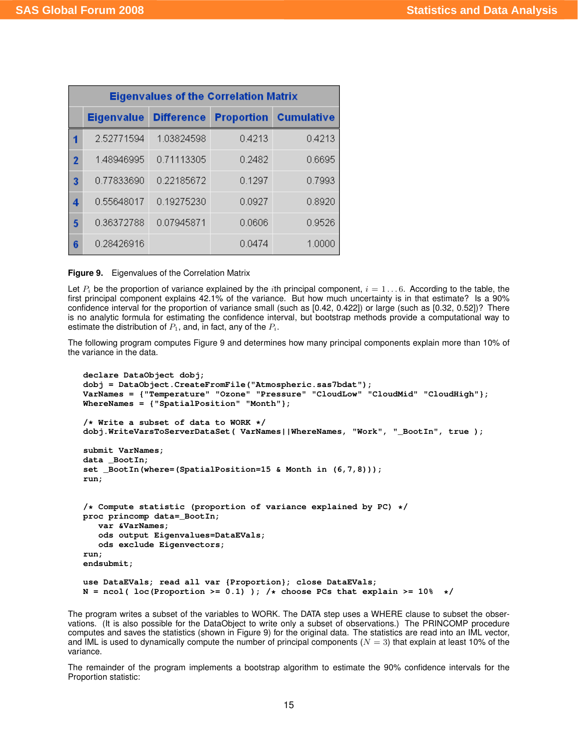| | Eigenvalues of the Correlation Matrix | | | |
|---|---|---|---|---|
| | Eigenvalue | Difference | Proportion | Cumulative |
| 1 | 2.52771594 | 1.03824598 | 0.4213 | 0.4213 |
| 2 | 1.48946995 | 0.71113305 | 0.2482 | 0.6695 |
| 3 | 0.77833690 | 0.22185672 | 0.1297 | 0.7993 |
| 4 | 0.55648017 | 0.19275230 | 0.0927 | 0.8920 |
| 5 | 0.36372788 | 0.07945871 | 0.0606 | 0.9526 |
| 6 | 0.28426916 | | 0.0474 | 1.0000 |

**Figure 9.** Eigenvalues of the Correlation Matrix

Let $P_i$ be the proportion of variance explained by the $i$th principal component, $i = 1 \ldots 6$. According to the table, the first principal component explains 42.1% of the variance. But how much uncertainty is in that estimate? Is a 90% confidence interval for the proportion of variance small (such as [0.42, 0.422]) or large (such as [0.32, 0.52])? There is no analytic formula for estimating the confidence interval, but bootstrap methods provide a computational way to estimate the distribution of $P_1$, and, in fact, any of the $P_i$.

The following program computes Figure 9 and determines how many principal components explain more than 10% of the variance in the data.

```
declare DataObject dobj;
dobj = DataObject.CreateFromFile("Atmospheric.sas7bdat");
VarNames = {"Temperature" "Ozone" "Pressure" "CloudLow" "CloudMid" "CloudHigh"};
WhereNames = {"SpatialPosition" "Month"};

/* Write a subset of data to WORK */
dobj.WriteVarsToServerDataSet( VarNames||WhereNames, "Work", "_BootIn", true );

submit VarNames;
data _BootIn;
set _BootIn(where=(SpatialPosition=15 & Month in (6,7,8)));
run;


/* Compute statistic (proportion of variance explained by PC) */
proc princomp data=_BootIn;
   var &VarNames;
   ods output Eigenvalues=DataEVals;
   ods exclude Eigenvectors;
run;
endsubmit;

use DataEVals; read all var {Proportion}; close DataEVals;
N = ncol( loc(Proportion >= 0.1) ); /* choose PCs that explain >= 10%  */
```

The program writes a subset of the variables to WORK. The DATA step uses a WHERE clause to subset the observations. (It is also possible for the DataObject to write only a subset of observations.) The PRINCOMP procedure computes and saves the statistics (shown in Figure 9) for the original data. The statistics are read into an IML vector, and IML is used to dynamically compute the number of principal components ($N = 3$) that explain at least 10% of the variance.

The remainder of the program implements a bootstrap algorithm to estimate the 90% confidence intervals for the Proportion statistic: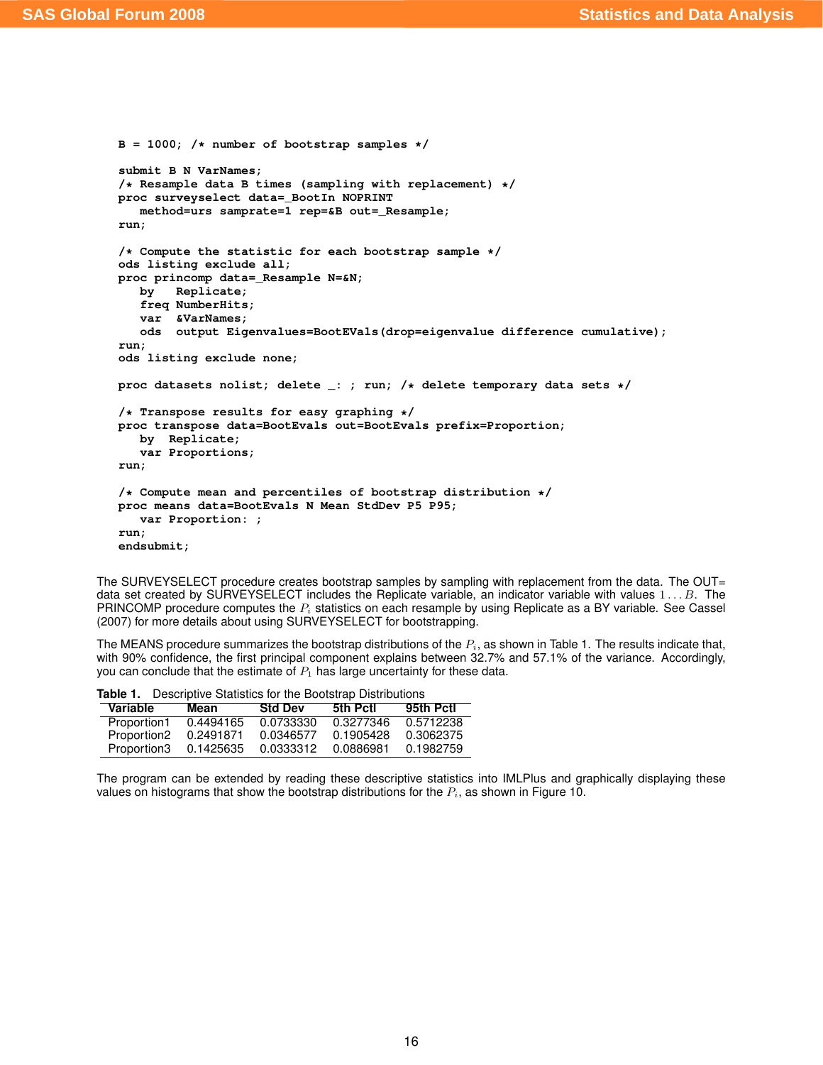```
B = 1000; /* number of bootstrap samples */

submit B N VarNames;
/* Resample data B times (sampling with replacement) */
proc surveyselect data=_BootIn NOPRINT
   method=urs samprate=1 rep=&B out=_Resample;
run;

/* Compute the statistic for each bootstrap sample */
ods listing exclude all;
proc princomp data=_Resample N=&N;
   by   Replicate;
   freq NumberHits;
   var  &VarNames;
   ods  output Eigenvalues=BootEVals(drop=eigenvalue difference cumulative);
run;
ods listing exclude none;

proc datasets nolist; delete _: ; run; /* delete temporary data sets */

/* Transpose results for easy graphing */
proc transpose data=BootEvals out=BootEvals prefix=Proportion;
   by  Replicate;
   var Proportions;
run;

/* Compute mean and percentiles of bootstrap distribution */
proc means data=BootEvals N Mean StdDev P5 P95;
   var Proportion: ;
run;
endsubmit;
```

The SURVEYSELECT procedure creates bootstrap samples by sampling with replacement from the data. The OUT= data set created by SURVEYSELECT includes the Replicate variable, an indicator variable with values $1 \ldots B$. The PRINCOMP procedure computes the $P_i$ statistics on each resample by using Replicate as a BY variable. See Cassel (2007) for more details about using SURVEYSELECT for bootstrapping.

The MEANS procedure summarizes the bootstrap distributions of the $P_i$, as shown in Table 1. The results indicate that, with 90% confidence, the first principal component explains between 32.7% and 57.1% of the variance. Accordingly, you can conclude that the estimate of $P_1$ has large uncertainty for these data.

**Table 1.** Descriptive Statistics for the Bootstrap Distributions

| Variable | Mean | Std Dev | 5th Pctl | 95th Pctl |
|---|---|---|---|---|
| Proportion1 | 0.4494165 | 0.0733330 | 0.3277346 | 0.5712238 |
| Proportion2 | 0.2491871 | 0.0346577 | 0.1905428 | 0.3062375 |
| Proportion3 | 0.1425635 | 0.0333312 | 0.0886981 | 0.1982759 |

The program can be extended by reading these descriptive statistics into IMLPlus and graphically displaying these values on histograms that show the bootstrap distributions for the $P_i$, as shown in Figure 10.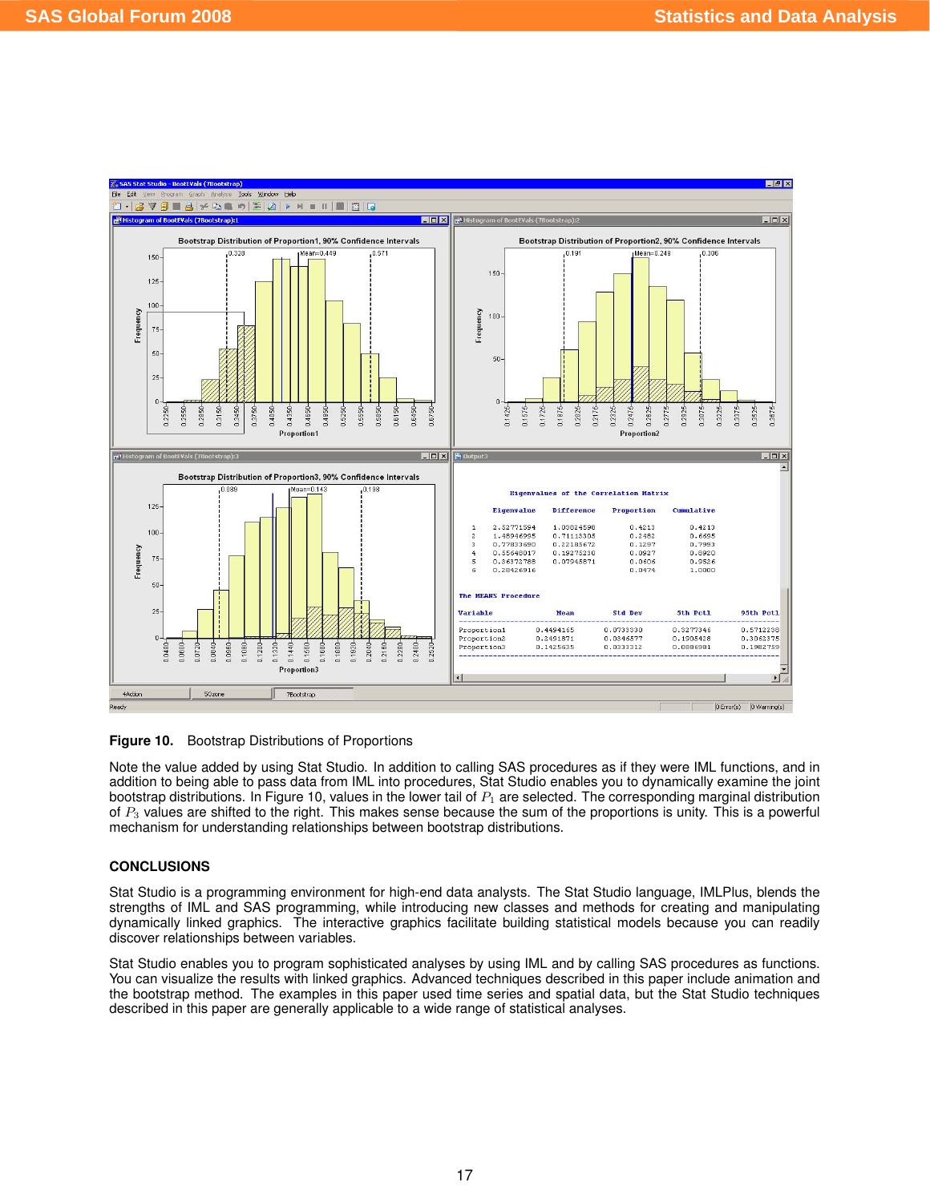Figure 10.  Bootstrap Distributions of Proportions

Note the value added by using Stat Studio. In addition to calling SAS procedures as if they were IML functions, and in addition to being able to pass data from IML into procedures, Stat Studio enables you to dynamically examine the joint bootstrap distributions. In Figure 10, values in the lower tail of $P_1$ are selected. The corresponding marginal distribution of $P_3$ values are shifted to the right. This makes sense because the sum of the proportions is unity. This is a powerful mechanism for understanding relationships between bootstrap distributions.

## CONCLUSIONS

Stat Studio is a programming environment for high-end data analysts. The Stat Studio language, IMLPlus, blends the strengths of IML and SAS programming, while introducing new classes and methods for creating and manipulating dynamically linked graphics. The interactive graphics facilitate building statistical models because you can readily discover relationships between variables.

Stat Studio enables you to program sophisticated analyses by using IML and by calling SAS procedures as functions. You can visualize the results with linked graphics. Advanced techniques described in this paper include animation and the bootstrap method. The examples in this paper used time series and spatial data, but the Stat Studio techniques described in this paper are generally applicable to a wide range of statistical analyses.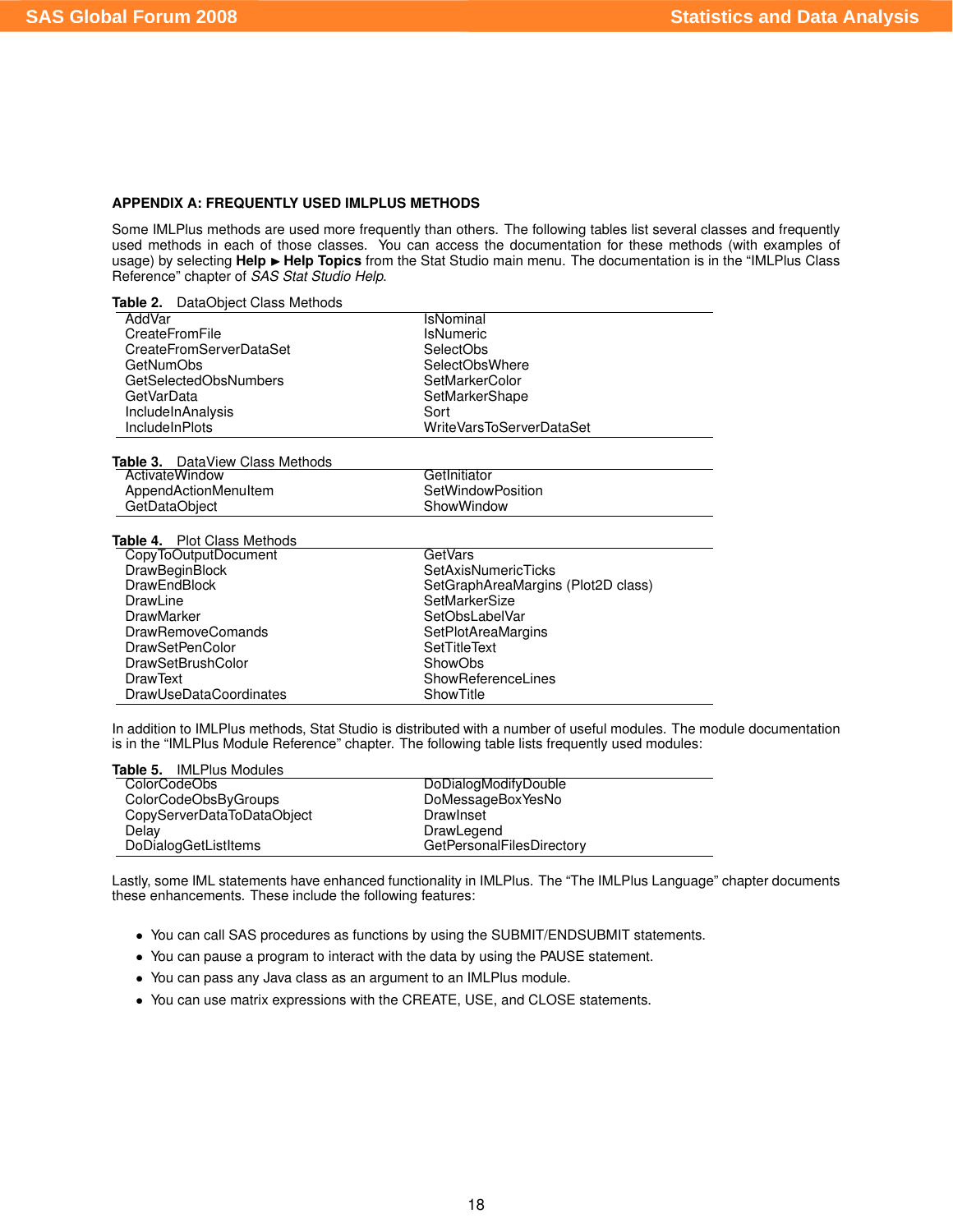## APPENDIX A: FREQUENTLY USED IMLPLUS METHODS

Some IMLPlus methods are used more frequently than others. The following tables list several classes and frequently used methods in each of those classes. You can access the documentation for these methods (with examples of usage) by selecting **Help ▸ Help Topics** from the Stat Studio main menu. The documentation is in the "IMLPlus Class Reference" chapter of *SAS Stat Studio Help*.

**Table 2.** DataObject Class Methods

| | |
|---|---|
| AddVar | IsNominal |
| CreateFromFile | IsNumeric |
| CreateFromServerDataSet | SelectObs |
| GetNumObs | SelectObsWhere |
| GetSelectedObsNumbers | SetMarkerColor |
| GetVarData | SetMarkerShape |
| IncludeInAnalysis | Sort |
| IncludeInPlots | WriteVarsToServerDataSet |

**Table 3.** DataView Class Methods

| | |
|---|---|
| ActivateWindow | GetInitiator |
| AppendActionMenuItem | SetWindowPosition |
| GetDataObject | ShowWindow |

**Table 4.** Plot Class Methods

| | |
|---|---|
| CopyToOutputDocument | GetVars |
| DrawBeginBlock | SetAxisNumericTicks |
| DrawEndBlock | SetGraphAreaMargins (Plot2D class) |
| DrawLine | SetMarkerSize |
| DrawMarker | SetObsLabelVar |
| DrawRemoveComands | SetPlotAreaMargins |
| DrawSetPenColor | SetTitleText |
| DrawSetBrushColor | ShowObs |
| DrawText | ShowReferenceLines |
| DrawUseDataCoordinates | ShowTitle |

In addition to IMLPlus methods, Stat Studio is distributed with a number of useful modules. The module documentation is in the "IMLPlus Module Reference" chapter. The following table lists frequently used modules:

**Table 5.** IMLPlus Modules

| | |
|---|---|
| ColorCodeObs | DoDialogModifyDouble |
| ColorCodeObsByGroups | DoMessageBoxYesNo |
| CopyServerDataToDataObject | DrawInset |
| Delay | DrawLegend |
| DoDialogGetListItems | GetPersonalFilesDirectory |

Lastly, some IML statements have enhanced functionality in IMLPlus. The "The IMLPlus Language" chapter documents these enhancements. These include the following features:

- You can call SAS procedures as functions by using the SUBMIT/ENDSUBMIT statements.
- You can pause a program to interact with the data by using the PAUSE statement.
- You can pass any Java class as an argument to an IMLPlus module.
- You can use matrix expressions with the CREATE, USE, and CLOSE statements.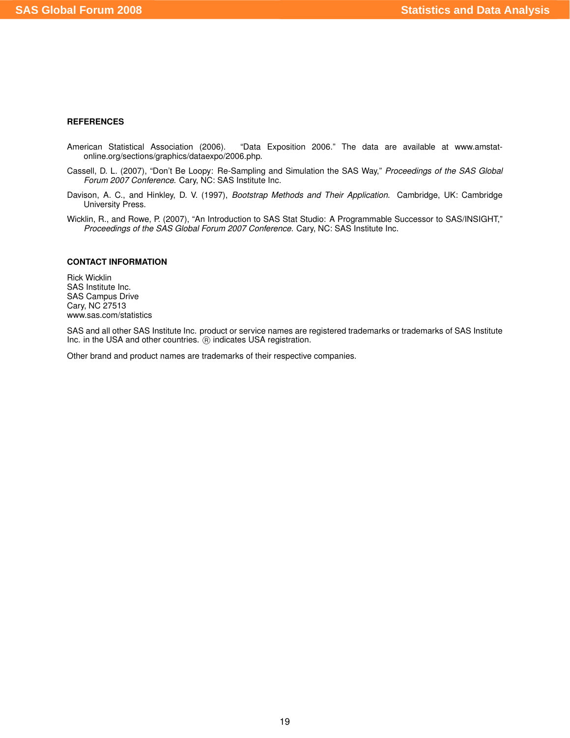## REFERENCES

American Statistical Association (2006). "Data Exposition 2006." The data are available at www.amstat-online.org/sections/graphics/dataexpo/2006.php.

Cassell, D. L. (2007), "Don't Be Loopy: Re-Sampling and Simulation the SAS Way," *Proceedings of the SAS Global Forum 2007 Conference*. Cary, NC: SAS Institute Inc.

Davison, A. C., and Hinkley, D. V. (1997), *Bootstrap Methods and Their Application*. Cambridge, UK: Cambridge University Press.

Wicklin, R., and Rowe, P. (2007), "An Introduction to SAS Stat Studio: A Programmable Successor to SAS/INSIGHT," *Proceedings of the SAS Global Forum 2007 Conference*. Cary, NC: SAS Institute Inc.

## CONTACT INFORMATION

Rick Wicklin
SAS Institute Inc.
SAS Campus Drive
Cary, NC 27513
www.sas.com/statistics

SAS and all other SAS Institute Inc. product or service names are registered trademarks or trademarks of SAS Institute Inc. in the USA and other countries. ® indicates USA registration.

Other brand and product names are trademarks of their respective companies.